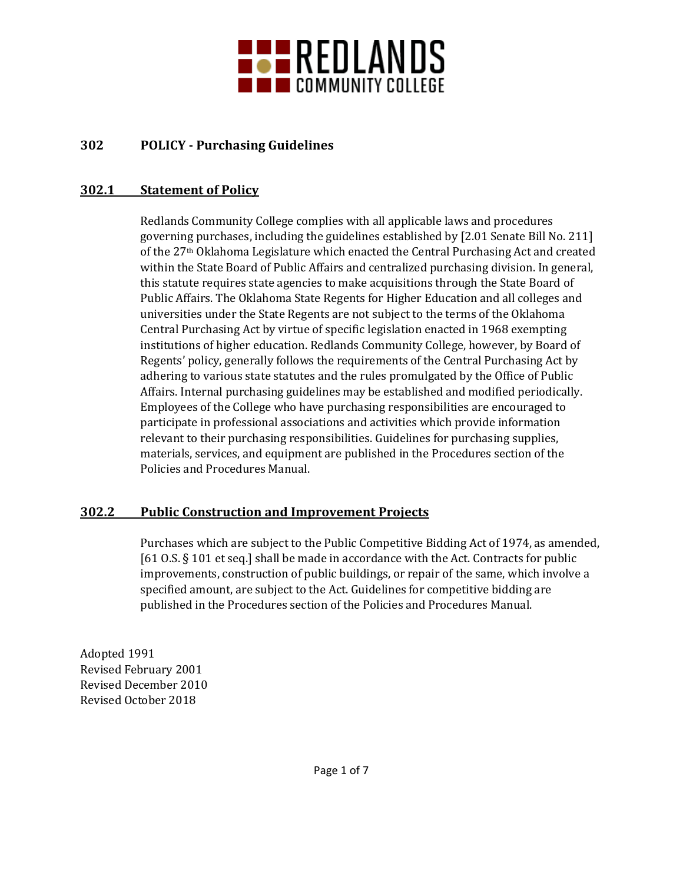# 302 POLICY - Purchasing Guidelines

## 302.1 Statement of Policy

Redlands Community College complies with all applicable laws and procedures governing purchases, including the guidelines established by [2.01 Senate Bill No. 211] of the 27th Oklahoma Legislature which enacted the Central Purchasing Act and created within the State Board of Public Affairs and centralized purchasing division. In general, this statute requires state agencies to make acquisitions through the State Board of Public Affairs. The Oklahoma State Regents for Higher Education and all colleges and universities under the State Regents are not subject to the terms of the Oklahoma Central Purchasing Act by virtue of specific legislation enacted in 1968 exempting institutions of higher education. Redlands Community College, however, by Board of Regents' policy, generally follows the requirements of the Central Purchasing Act by adhering to various state statutes and the rules promulgated by the Office of Public Affairs. Internal purchasing guidelines may be established and modified periodically. Employees of the College who have purchasing responsibilities are encouraged to participate in professional associations and activities which provide information relevant to their purchasing responsibilities. Guidelines for purchasing supplies, materials, services, and equipment are published in the Procedures section of the Policies and Procedures Manual.

## 302.2 Public Construction and Improvement Projects

Purchases which are subject to the Public Competitive Bidding Act of 1974, as amended, [61 O.S. § 101 et seq.] shall be made in accordance with the Act. Contracts for public improvements, construction of public buildings, or repair of the same, which involve a specified amount, are subject to the Act. Guidelines for competitive bidding are published in the Procedures section of the Policies and Procedures Manual.

Adopted 1991
Revised February 2001
Revised December 2010
Revised October 2018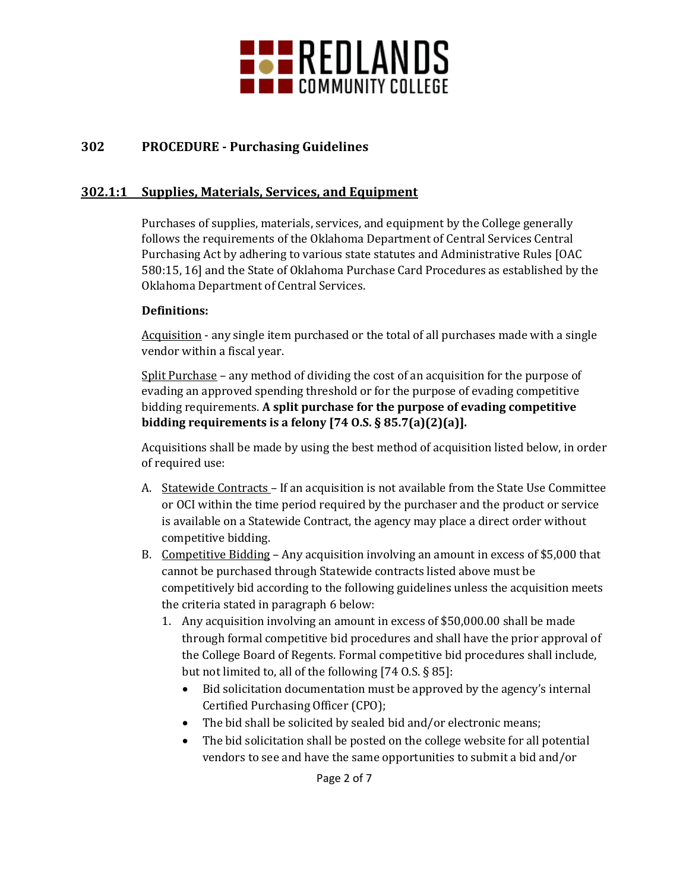## 302 PROCEDURE - Purchasing Guidelines

### 302.1:1 Supplies, Materials, Services, and Equipment

Purchases of supplies, materials, services, and equipment by the College generally follows the requirements of the Oklahoma Department of Central Services Central Purchasing Act by adhering to various state statutes and Administrative Rules [OAC 580:15, 16] and the State of Oklahoma Purchase Card Procedures as established by the Oklahoma Department of Central Services.

**Definitions:**

Acquisition - any single item purchased or the total of all purchases made with a single vendor within a fiscal year.

Split Purchase – any method of dividing the cost of an acquisition for the purpose of evading an approved spending threshold or for the purpose of evading competitive bidding requirements. **A split purchase for the purpose of evading competitive bidding requirements is a felony [74 O.S. § 85.7(a)(2)(a)].**

Acquisitions shall be made by using the best method of acquisition listed below, in order of required use:

A. Statewide Contracts – If an acquisition is not available from the State Use Committee or OCI within the time period required by the purchaser and the product or service is available on a Statewide Contract, the agency may place a direct order without competitive bidding.
B. Competitive Bidding – Any acquisition involving an amount in excess of $5,000 that cannot be purchased through Statewide contracts listed above must be competitively bid according to the following guidelines unless the acquisition meets the criteria stated in paragraph 6 below:
   1. Any acquisition involving an amount in excess of $50,000.00 shall be made through formal competitive bid procedures and shall have the prior approval of the College Board of Regents. Formal competitive bid procedures shall include, but not limited to, all of the following [74 O.S. § 85]:
      - Bid solicitation documentation must be approved by the agency's internal Certified Purchasing Officer (CPO);
      - The bid shall be solicited by sealed bid and/or electronic means;
      - The bid solicitation shall be posted on the college website for all potential vendors to see and have the same opportunities to submit a bid and/or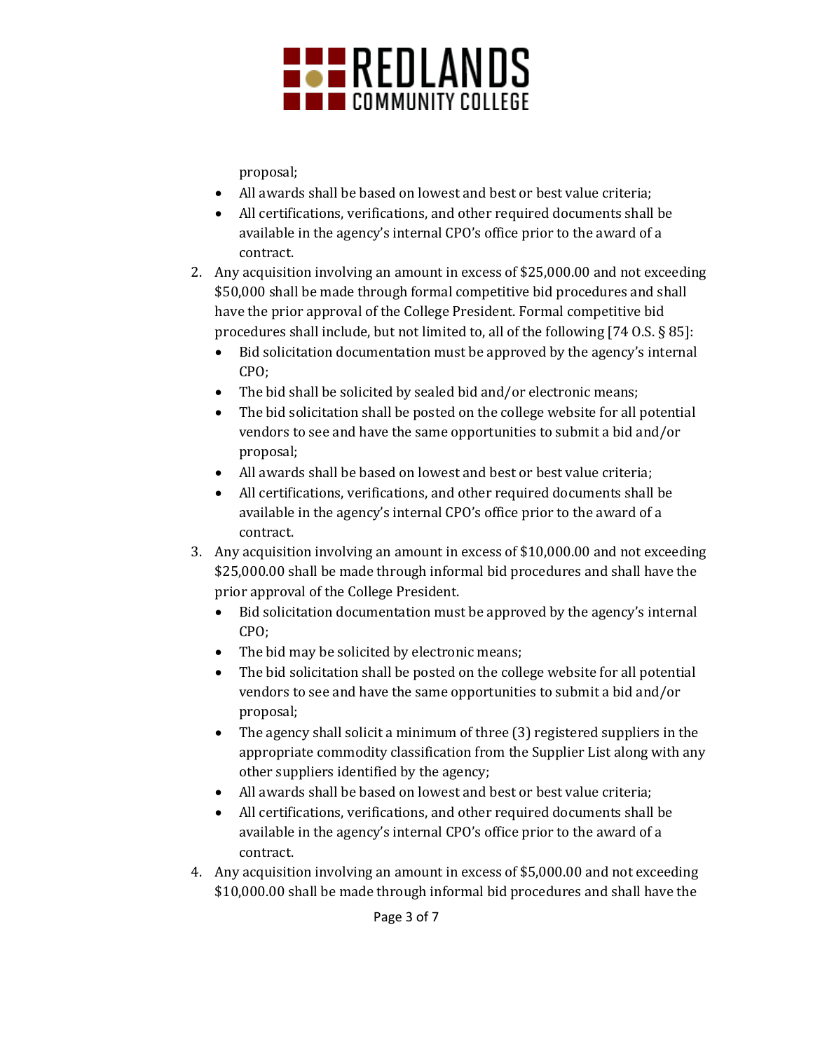proposal;
- All awards shall be based on lowest and best or best value criteria;
- All certifications, verifications, and other required documents shall be available in the agency's internal CPO's office prior to the award of a contract.

2. Any acquisition involving an amount in excess of $25,000.00 and not exceeding $50,000 shall be made through formal competitive bid procedures and shall have the prior approval of the College President. Formal competitive bid procedures shall include, but not limited to, all of the following [74 O.S. § 85]:
   - Bid solicitation documentation must be approved by the agency's internal CPO;
   - The bid shall be solicited by sealed bid and/or electronic means;
   - The bid solicitation shall be posted on the college website for all potential vendors to see and have the same opportunities to submit a bid and/or proposal;
   - All awards shall be based on lowest and best or best value criteria;
   - All certifications, verifications, and other required documents shall be available in the agency's internal CPO's office prior to the award of a contract.
3. Any acquisition involving an amount in excess of $10,000.00 and not exceeding $25,000.00 shall be made through informal bid procedures and shall have the prior approval of the College President.
   - Bid solicitation documentation must be approved by the agency's internal CPO;
   - The bid may be solicited by electronic means;
   - The bid solicitation shall be posted on the college website for all potential vendors to see and have the same opportunities to submit a bid and/or proposal;
   - The agency shall solicit a minimum of three (3) registered suppliers in the appropriate commodity classification from the Supplier List along with any other suppliers identified by the agency;
   - All awards shall be based on lowest and best or best value criteria;
   - All certifications, verifications, and other required documents shall be available in the agency's internal CPO's office prior to the award of a contract.
4. Any acquisition involving an amount in excess of $5,000.00 and not exceeding $10,000.00 shall be made through informal bid procedures and shall have the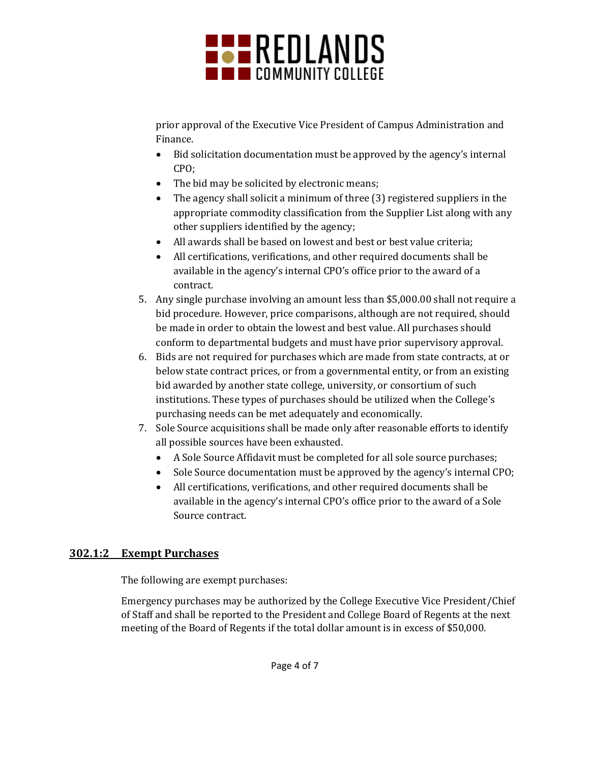prior approval of the Executive Vice President of Campus Administration and Finance.

- Bid solicitation documentation must be approved by the agency's internal CPO;
- The bid may be solicited by electronic means;
- The agency shall solicit a minimum of three (3) registered suppliers in the appropriate commodity classification from the Supplier List along with any other suppliers identified by the agency;
- All awards shall be based on lowest and best or best value criteria;
- All certifications, verifications, and other required documents shall be available in the agency's internal CPO's office prior to the award of a contract.

5. Any single purchase involving an amount less than $5,000.00 shall not require a bid procedure. However, price comparisons, although are not required, should be made in order to obtain the lowest and best value. All purchases should conform to departmental budgets and must have prior supervisory approval.
6. Bids are not required for purchases which are made from state contracts, at or below state contract prices, or from a governmental entity, or from an existing bid awarded by another state college, university, or consortium of such institutions. These types of purchases should be utilized when the College's purchasing needs can be met adequately and economically.
7. Sole Source acquisitions shall be made only after reasonable efforts to identify all possible sources have been exhausted.
   - A Sole Source Affidavit must be completed for all sole source purchases;
   - Sole Source documentation must be approved by the agency's internal CPO;
   - All certifications, verifications, and other required documents shall be available in the agency's internal CPO's office prior to the award of a Sole Source contract.

## 302.1:2 Exempt Purchases

The following are exempt purchases:

Emergency purchases may be authorized by the College Executive Vice President/Chief of Staff and shall be reported to the President and College Board of Regents at the next meeting of the Board of Regents if the total dollar amount is in excess of $50,000.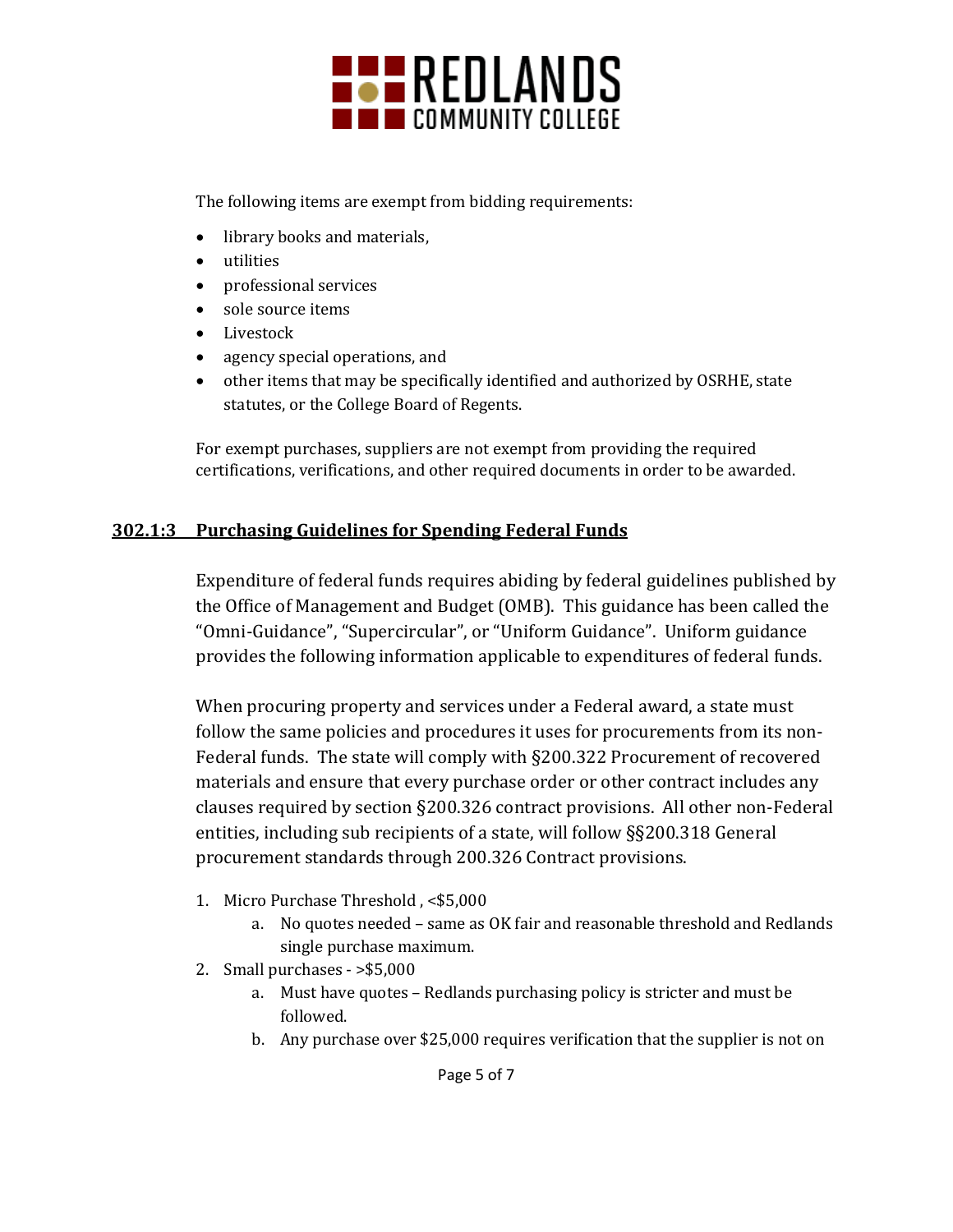The following items are exempt from bidding requirements:

- library books and materials,
- utilities
- professional services
- sole source items
- Livestock
- agency special operations, and
- other items that may be specifically identified and authorized by OSRHE, state statutes, or the College Board of Regents.

For exempt purchases, suppliers are not exempt from providing the required certifications, verifications, and other required documents in order to be awarded.

## 302.1:3 Purchasing Guidelines for Spending Federal Funds

Expenditure of federal funds requires abiding by federal guidelines published by the Office of Management and Budget (OMB). This guidance has been called the "Omni-Guidance", "Supercircular", or "Uniform Guidance". Uniform guidance provides the following information applicable to expenditures of federal funds.

When procuring property and services under a Federal award, a state must follow the same policies and procedures it uses for procurements from its non-Federal funds. The state will comply with §200.322 Procurement of recovered materials and ensure that every purchase order or other contract includes any clauses required by section §200.326 contract provisions. All other non-Federal entities, including sub recipients of a state, will follow §§200.318 General procurement standards through 200.326 Contract provisions.

1. Micro Purchase Threshold , <$5,000
   a. No quotes needed – same as OK fair and reasonable threshold and Redlands single purchase maximum.
2. Small purchases - >$5,000
   a. Must have quotes – Redlands purchasing policy is stricter and must be followed.
   b. Any purchase over $25,000 requires verification that the supplier is not on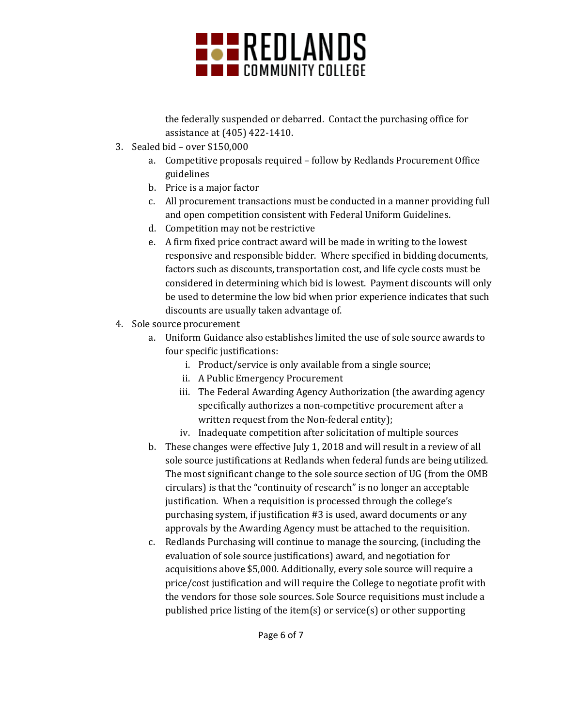the federally suspended or debarred. Contact the purchasing office for assistance at (405) 422-1410.

3. Sealed bid – over $150,000
    a. Competitive proposals required – follow by Redlands Procurement Office guidelines
    b. Price is a major factor
    c. All procurement transactions must be conducted in a manner providing full and open competition consistent with Federal Uniform Guidelines.
    d. Competition may not be restrictive
    e. A firm fixed price contract award will be made in writing to the lowest responsive and responsible bidder. Where specified in bidding documents, factors such as discounts, transportation cost, and life cycle costs must be considered in determining which bid is lowest. Payment discounts will only be used to determine the low bid when prior experience indicates that such discounts are usually taken advantage of.
4. Sole source procurement
    a. Uniform Guidance also establishes limited the use of sole source awards to four specific justifications:
        i. Product/service is only available from a single source;
        ii. A Public Emergency Procurement
        iii. The Federal Awarding Agency Authorization (the awarding agency specifically authorizes a non-competitive procurement after a written request from the Non-federal entity);
        iv. Inadequate competition after solicitation of multiple sources
    b. These changes were effective July 1, 2018 and will result in a review of all sole source justifications at Redlands when federal funds are being utilized. The most significant change to the sole source section of UG (from the OMB circulars) is that the "continuity of research" is no longer an acceptable justification. When a requisition is processed through the college's purchasing system, if justification #3 is used, award documents or any approvals by the Awarding Agency must be attached to the requisition.
    c. Redlands Purchasing will continue to manage the sourcing, (including the evaluation of sole source justifications) award, and negotiation for acquisitions above $5,000. Additionally, every sole source will require a price/cost justification and will require the College to negotiate profit with the vendors for those sole sources. Sole Source requisitions must include a published price listing of the item(s) or service(s) or other supporting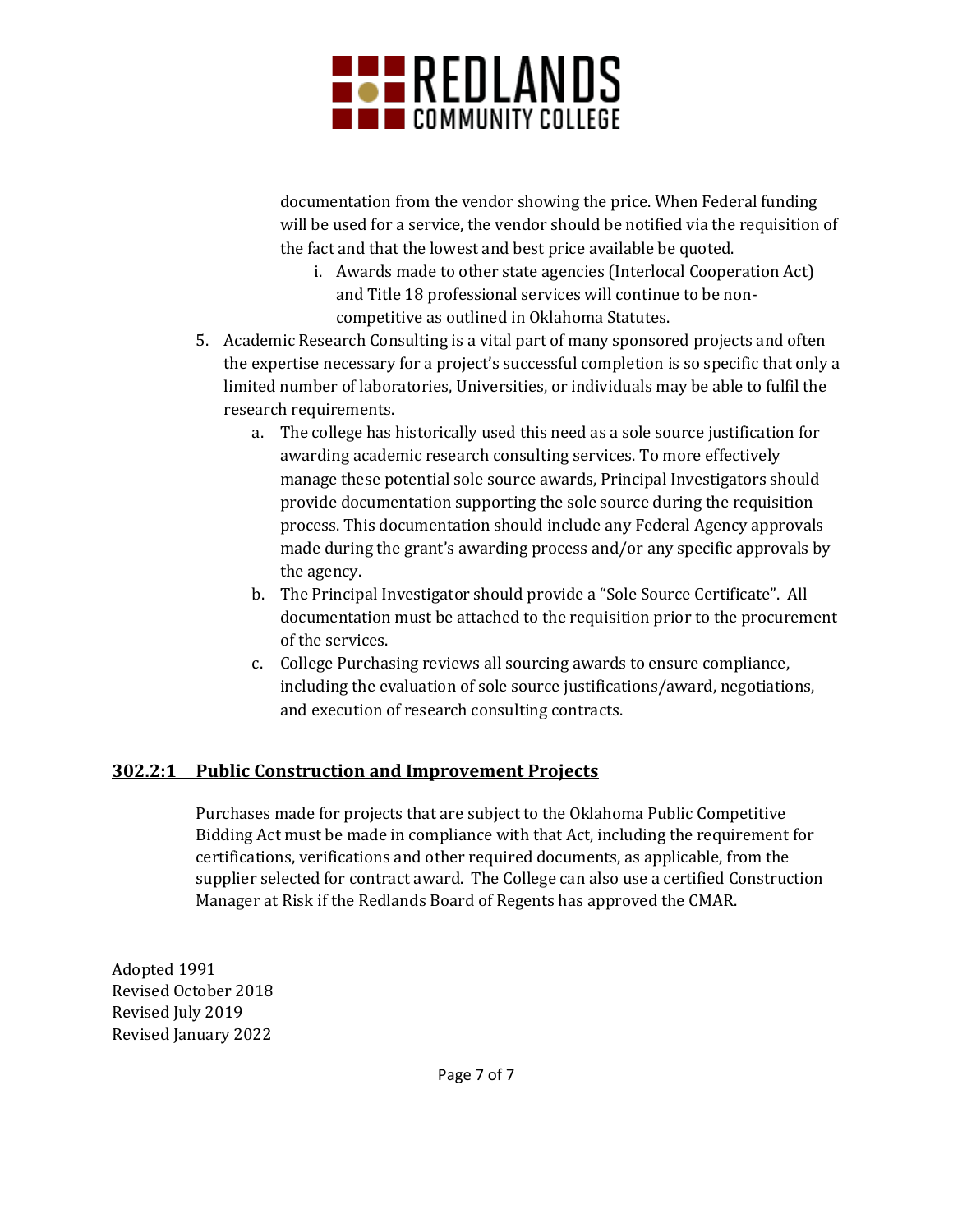documentation from the vendor showing the price. When Federal funding will be used for a service, the vendor should be notified via the requisition of the fact and that the lowest and best price available be quoted.

   i. Awards made to other state agencies (Interlocal Cooperation Act) and Title 18 professional services will continue to be non-competitive as outlined in Oklahoma Statutes.

5. Academic Research Consulting is a vital part of many sponsored projects and often the expertise necessary for a project's successful completion is so specific that only a limited number of laboratories, Universities, or individuals may be able to fulfil the research requirements.
   a. The college has historically used this need as a sole source justification for awarding academic research consulting services. To more effectively manage these potential sole source awards, Principal Investigators should provide documentation supporting the sole source during the requisition process. This documentation should include any Federal Agency approvals made during the grant's awarding process and/or any specific approvals by the agency.
   b. The Principal Investigator should provide a "Sole Source Certificate". All documentation must be attached to the requisition prior to the procurement of the services.
   c. College Purchasing reviews all sourcing awards to ensure compliance, including the evaluation of sole source justifications/award, negotiations, and execution of research consulting contracts.

## 302.2:1 Public Construction and Improvement Projects

Purchases made for projects that are subject to the Oklahoma Public Competitive Bidding Act must be made in compliance with that Act, including the requirement for certifications, verifications and other required documents, as applicable, from the supplier selected for contract award. The College can also use a certified Construction Manager at Risk if the Redlands Board of Regents has approved the CMAR.

Adopted 1991
Revised October 2018
Revised July 2019
Revised January 2022